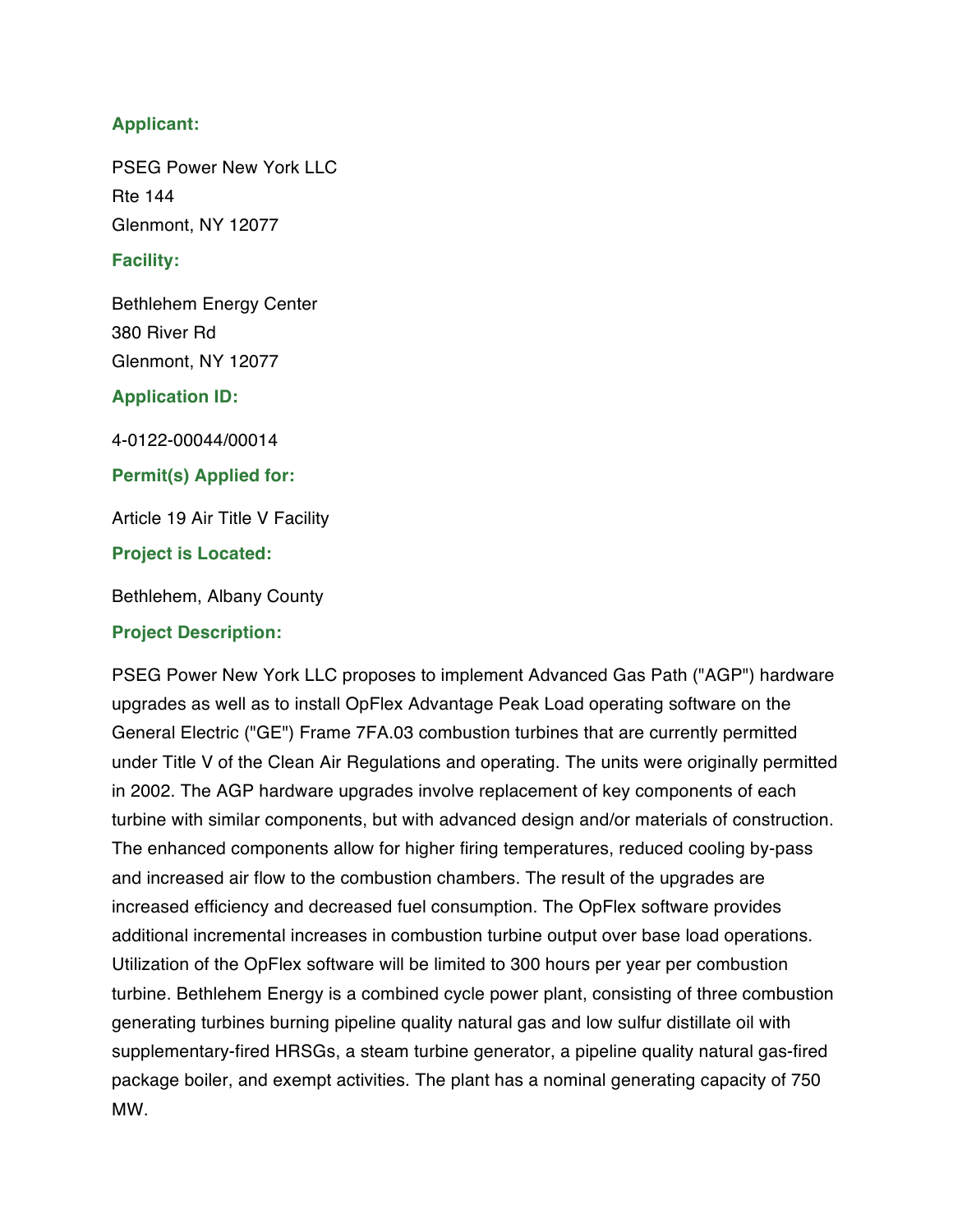**Applicant:**

PSEG Power New York LLC
Rte 144
Glenmont, NY 12077

**Facility:**

Bethlehem Energy Center
380 River Rd
Glenmont, NY 12077

**Application ID:**

4-0122-00044/00014

**Permit(s) Applied for:**

Article 19 Air Title V Facility

**Project is Located:**

Bethlehem, Albany County

**Project Description:**

PSEG Power New York LLC proposes to implement Advanced Gas Path ("AGP") hardware upgrades as well as to install OpFlex Advantage Peak Load operating software on the General Electric ("GE") Frame 7FA.03 combustion turbines that are currently permitted under Title V of the Clean Air Regulations and operating. The units were originally permitted in 2002. The AGP hardware upgrades involve replacement of key components of each turbine with similar components, but with advanced design and/or materials of construction. The enhanced components allow for higher firing temperatures, reduced cooling by-pass and increased air flow to the combustion chambers. The result of the upgrades are increased efficiency and decreased fuel consumption. The OpFlex software provides additional incremental increases in combustion turbine output over base load operations. Utilization of the OpFlex software will be limited to 300 hours per year per combustion turbine. Bethlehem Energy is a combined cycle power plant, consisting of three combustion generating turbines burning pipeline quality natural gas and low sulfur distillate oil with supplementary-fired HRSGs, a steam turbine generator, a pipeline quality natural gas-fired package boiler, and exempt activities. The plant has a nominal generating capacity of 750 MW.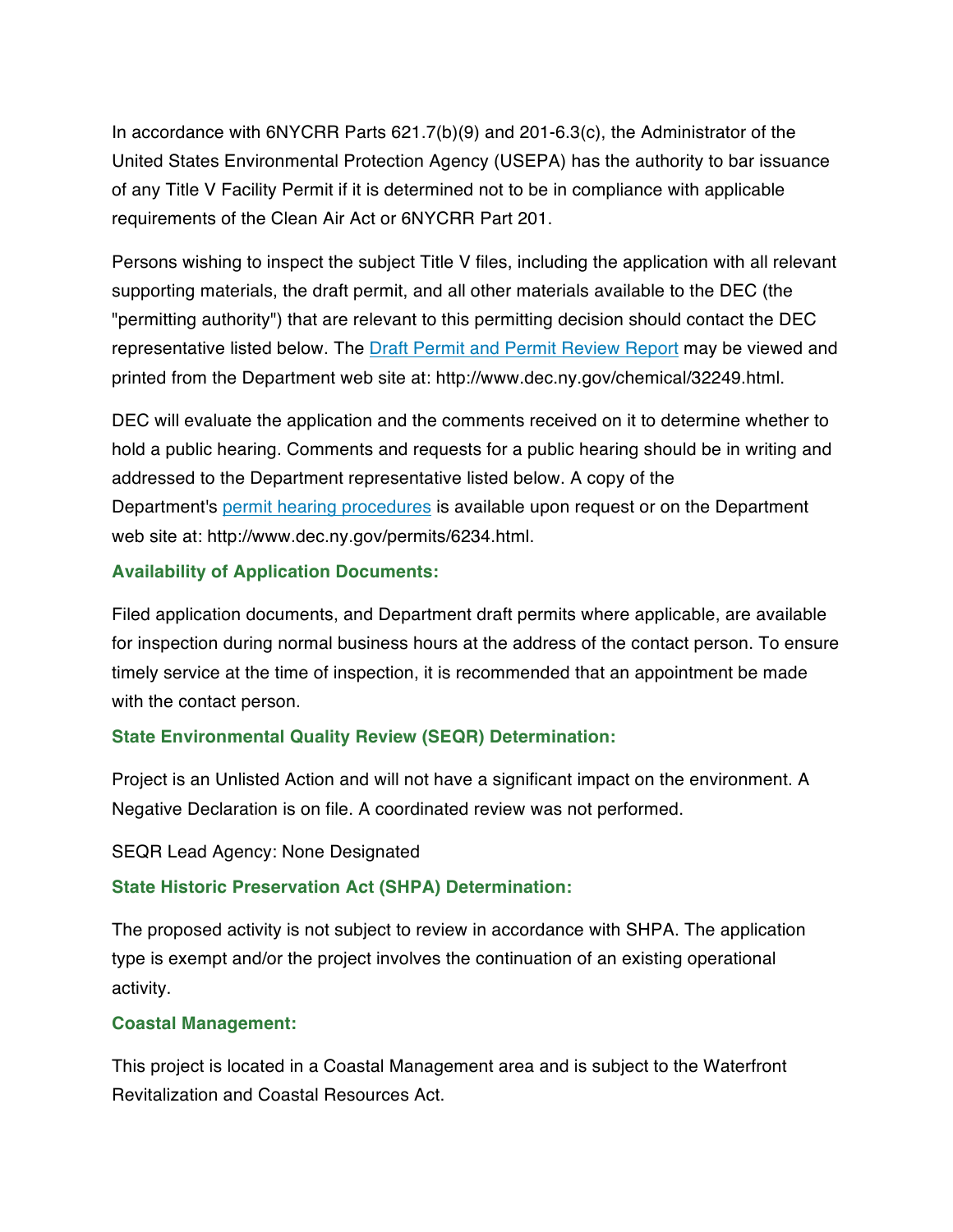In accordance with 6NYCRR Parts 621.7(b)(9) and 201-6.3(c), the Administrator of the United States Environmental Protection Agency (USEPA) has the authority to bar issuance of any Title V Facility Permit if it is determined not to be in compliance with applicable requirements of the Clean Air Act or 6NYCRR Part 201.

Persons wishing to inspect the subject Title V files, including the application with all relevant supporting materials, the draft permit, and all other materials available to the DEC (the "permitting authority") that are relevant to this permitting decision should contact the DEC representative listed below. The Draft Permit and Permit Review Report may be viewed and printed from the Department web site at: http://www.dec.ny.gov/chemical/32249.html.

DEC will evaluate the application and the comments received on it to determine whether to hold a public hearing. Comments and requests for a public hearing should be in writing and addressed to the Department representative listed below. A copy of the Department's permit hearing procedures is available upon request or on the Department web site at: http://www.dec.ny.gov/permits/6234.html.

### Availability of Application Documents:

Filed application documents, and Department draft permits where applicable, are available for inspection during normal business hours at the address of the contact person. To ensure timely service at the time of inspection, it is recommended that an appointment be made with the contact person.

### State Environmental Quality Review (SEQR) Determination:

Project is an Unlisted Action and will not have a significant impact on the environment. A Negative Declaration is on file. A coordinated review was not performed.

SEQR Lead Agency: None Designated

### State Historic Preservation Act (SHPA) Determination:

The proposed activity is not subject to review in accordance with SHPA. The application type is exempt and/or the project involves the continuation of an existing operational activity.

### Coastal Management:

This project is located in a Coastal Management area and is subject to the Waterfront Revitalization and Coastal Resources Act.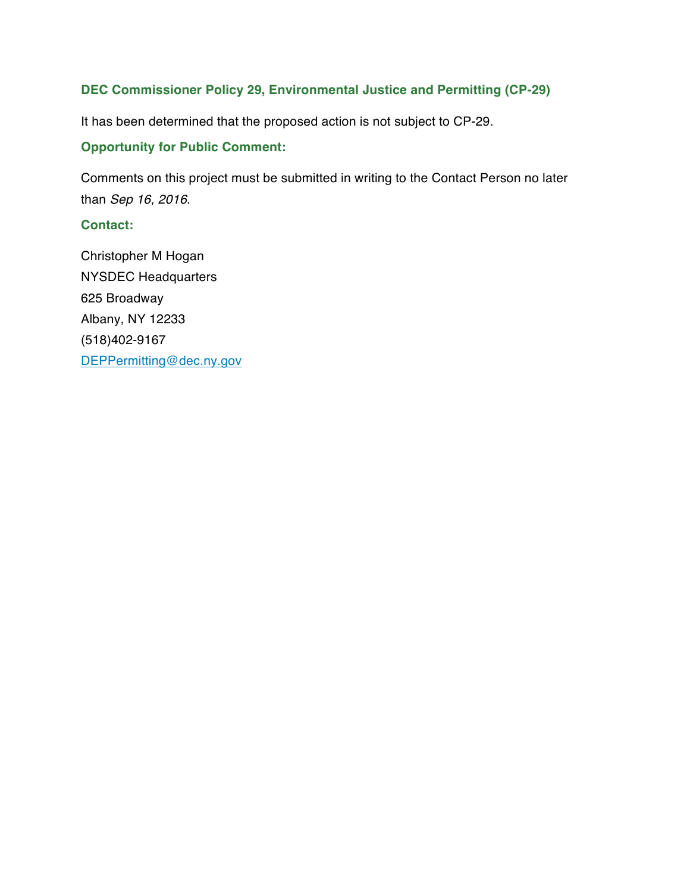### DEC Commissioner Policy 29, Environmental Justice and Permitting (CP-29)

It has been determined that the proposed action is not subject to CP-29.

### Opportunity for Public Comment:

Comments on this project must be submitted in writing to the Contact Person no later than *Sep 16, 2016*.

### Contact:

Christopher M Hogan
NYSDEC Headquarters
625 Broadway
Albany, NY 12233
(518)402-9167
DEPPermitting@dec.ny.gov